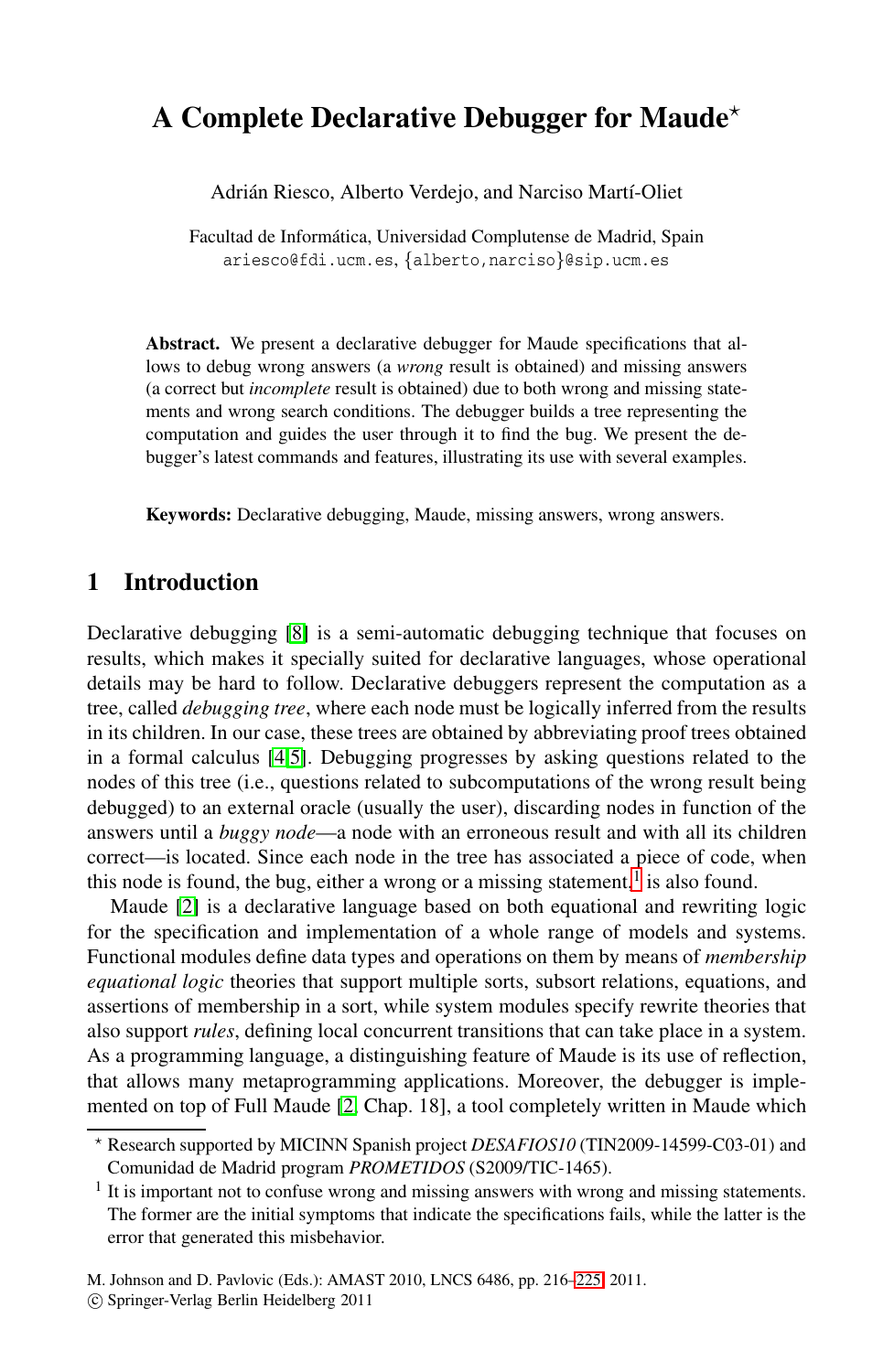# A Complete Declarative Debugger for Maude*

Adrián Riesco, Alberto Verdejo, and Narciso Martí-Oliet

Facultad de Informática, Universidad Complutense de Madrid, Spain
ariesco@fdi.ucm.es, {alberto,narciso}@sip.ucm.es

**Abstract.** We present a declarative debugger for Maude specifications that allows to debug wrong answers (a *wrong* result is obtained) and missing answers (a correct but *incomplete* result is obtained) due to both wrong and missing statements and wrong search conditions. The debugger builds a tree representing the computation and guides the user through it to find the bug. We present the debugger's latest commands and features, illustrating its use with several examples.

**Keywords:** Declarative debugging, Maude, missing answers, wrong answers.

## 1 Introduction

Declarative debugging [8] is a semi-automatic debugging technique that focuses on results, which makes it specially suited for declarative languages, whose operational details may be hard to follow. Declarative debuggers represent the computation as a tree, called *debugging tree*, where each node must be logically inferred from the results in its children. In our case, these trees are obtained by abbreviating proof trees obtained in a formal calculus [4,5]. Debugging progresses by asking questions related to the nodes of this tree (i.e., questions related to subcomputations of the wrong result being debugged) to an external oracle (usually the user), discarding nodes in function of the answers until a *buggy node*—a node with an erroneous result and with all its children correct—is located. Since each node in the tree has associated a piece of code, when this node is found, the bug, either a wrong or a missing statement,[1] is also found.

Maude [2] is a declarative language based on both equational and rewriting logic for the specification and implementation of a whole range of models and systems. Functional modules define data types and operations on them by means of *membership equational logic* theories that support multiple sorts, subsort relations, equations, and assertions of membership in a sort, while system modules specify rewrite theories that also support *rules*, defining local concurrent transitions that can take place in a system. As a programming language, a distinguishing feature of Maude is its use of reflection, that allows many metaprogramming applications. Moreover, the debugger is implemented on top of Full Maude [2, Chap. 18], a tool completely written in Maude which

---

* Research supported by MICINN Spanish project *DESAFIOS10* (TIN2009-14599-C03-01) and Comunidad de Madrid program *PROMETIDOS* (S2009/TIC-1465).

[1] It is important not to confuse wrong and missing answers with wrong and missing statements. The former are the initial symptoms that indicate the specifications fails, while the latter is the error that generated this misbehavior.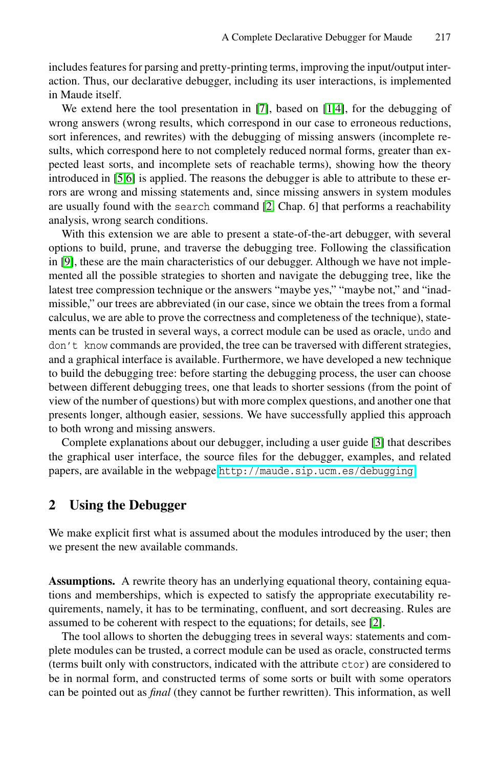includes features for parsing and pretty-printing terms, improving the input/output interaction. Thus, our declarative debugger, including its user interactions, is implemented in Maude itself.

We extend here the tool presentation in [7], based on [1,4], for the debugging of wrong answers (wrong results, which correspond in our case to erroneous reductions, sort inferences, and rewrites) with the debugging of missing answers (incomplete results, which correspond here to not completely reduced normal forms, greater than expected least sorts, and incomplete sets of reachable terms), showing how the theory introduced in [5,6] is applied. The reasons the debugger is able to attribute to these errors are wrong and missing statements and, since missing answers in system modules are usually found with the `search` command [2, Chap. 6] that performs a reachability analysis, wrong search conditions.

With this extension we are able to present a state-of-the-art debugger, with several options to build, prune, and traverse the debugging tree. Following the classification in [9], these are the main characteristics of our debugger. Although we have not implemented all the possible strategies to shorten and navigate the debugging tree, like the latest tree compression technique or the answers "maybe yes," "maybe not," and "inadmissible," our trees are abbreviated (in our case, since we obtain the trees from a formal calculus, we are able to prove the correctness and completeness of the technique), statements can be trusted in several ways, a correct module can be used as oracle, `undo` and `don't know` commands are provided, the tree can be traversed with different strategies, and a graphical interface is available. Furthermore, we have developed a new technique to build the debugging tree: before starting the debugging process, the user can choose between different debugging trees, one that leads to shorter sessions (from the point of view of the number of questions) but with more complex questions, and another one that presents longer, although easier, sessions. We have successfully applied this approach to both wrong and missing answers.

Complete explanations about our debugger, including a user guide [3] that describes the graphical user interface, the source files for the debugger, examples, and related papers, are available in the webpage `http://maude.sip.ucm.es/debugging`.

## 2 Using the Debugger

We make explicit first what is assumed about the modules introduced by the user; then we present the new available commands.

**Assumptions.** A rewrite theory has an underlying equational theory, containing equations and memberships, which is expected to satisfy the appropriate executability requirements, namely, it has to be terminating, confluent, and sort decreasing. Rules are assumed to be coherent with respect to the equations; for details, see [2].

The tool allows to shorten the debugging trees in several ways: statements and complete modules can be trusted, a correct module can be used as oracle, constructed terms (terms built only with constructors, indicated with the attribute `ctor`) are considered to be in normal form, and constructed terms of some sorts or built with some operators can be pointed out as *final* (they cannot be further rewritten). This information, as well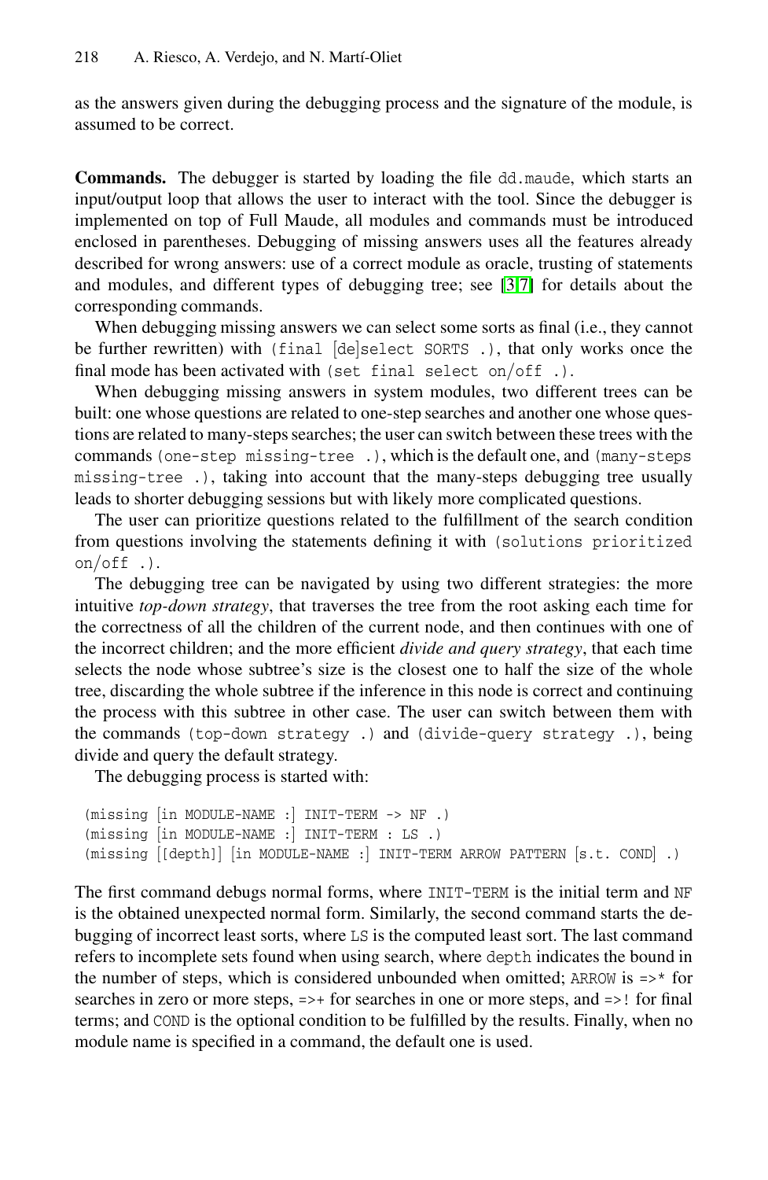as the answers given during the debugging process and the signature of the module, is assumed to be correct.

**Commands.** The debugger is started by loading the file `dd.maude`, which starts an input/output loop that allows the user to interact with the tool. Since the debugger is implemented on top of Full Maude, all modules and commands must be introduced enclosed in parentheses. Debugging of missing answers uses all the features already described for wrong answers: use of a correct module as oracle, trusting of statements and modules, and different types of debugging tree; see [3,7] for details about the corresponding commands.

When debugging missing answers we can select some sorts as final (i.e., they cannot be further rewritten) with `(final [de]select SORTS .)`, that only works once the final mode has been activated with `(set final select on/off .)`.

When debugging missing answers in system modules, two different trees can be built: one whose questions are related to one-step searches and another one whose questions are related to many-steps searches; the user can switch between these trees with the commands `(one-step missing-tree .)`, which is the default one, and `(many-steps missing-tree .)`, taking into account that the many-steps debugging tree usually leads to shorter debugging sessions but with likely more complicated questions.

The user can prioritize questions related to the fulfillment of the search condition from questions involving the statements defining it with `(solutions prioritized on/off .)`.

The debugging tree can be navigated by using two different strategies: the more intuitive *top-down strategy*, that traverses the tree from the root asking each time for the correctness of all the children of the current node, and then continues with one of the incorrect children; and the more efficient *divide and query strategy*, that each time selects the node whose subtree's size is the closest one to half the size of the whole tree, discarding the whole subtree if the inference in this node is correct and continuing the process with this subtree in other case. The user can switch between them with the commands `(top-down strategy .)` and `(divide-query strategy .)`, being divide and query the default strategy.

The debugging process is started with:

```
(missing [in MODULE-NAME :] INIT-TERM -> NF .)
(missing [in MODULE-NAME :] INIT-TERM : LS .)
(missing [[depth]] [in MODULE-NAME :] INIT-TERM ARROW PATTERN [s.t. COND] .)
```

The first command debugs normal forms, where `INIT-TERM` is the initial term and `NF` is the obtained unexpected normal form. Similarly, the second command starts the debugging of incorrect least sorts, where `LS` is the computed least sort. The last command refers to incomplete sets found when using search, where `depth` indicates the bound in the number of steps, which is considered unbounded when omitted; `ARROW` is `=>*` for searches in zero or more steps, `=>+` for searches in one or more steps, and `=>!` for final terms; and `COND` is the optional condition to be fulfilled by the results. Finally, when no module name is specified in a command, the default one is used.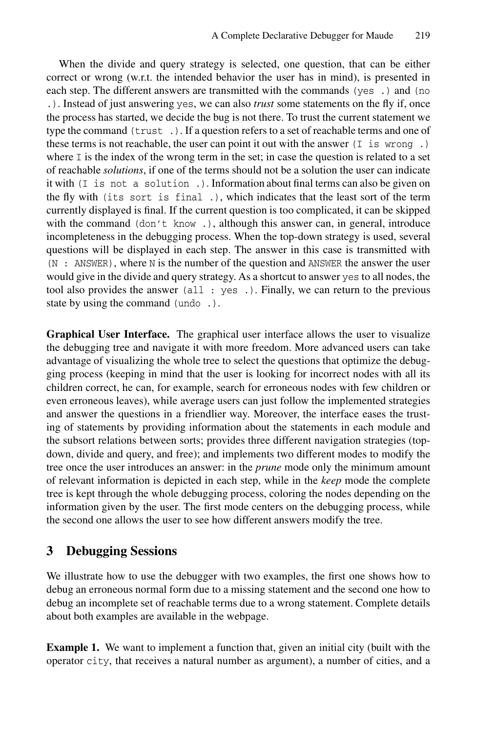When the divide and query strategy is selected, one question, that can be either correct or wrong (w.r.t. the intended behavior the user has in mind), is presented in each step. The different answers are transmitted with the commands `(yes .)` and `(no .)`. Instead of just answering `yes`, we can also *trust* some statements on the fly if, once the process has started, we decide the bug is not there. To trust the current statement we type the command `(trust .)`. If a question refers to a set of reachable terms and one of these terms is not reachable, the user can point it out with the answer `(I is wrong .)` where `I` is the index of the wrong term in the set; in case the question is related to a set of reachable *solutions*, if one of the terms should not be a solution the user can indicate it with `(I is not a solution .)`. Information about final terms can also be given on the fly with `(its sort is final .)`, which indicates that the least sort of the term currently displayed is final. If the current question is too complicated, it can be skipped with the command `(don't know .)`, although this answer can, in general, introduce incompleteness in the debugging process. When the top-down strategy is used, several questions will be displayed in each step. The answer in this case is transmitted with `(N : ANSWER)`, where `N` is the number of the question and `ANSWER` the answer the user would give in the divide and query strategy. As a shortcut to answer `yes` to all nodes, the tool also provides the answer `(all : yes .)`. Finally, we can return to the previous state by using the command `(undo .)`.

**Graphical User Interface.** The graphical user interface allows the user to visualize the debugging tree and navigate it with more freedom. More advanced users can take advantage of visualizing the whole tree to select the questions that optimize the debugging process (keeping in mind that the user is looking for incorrect nodes with all its children correct, he can, for example, search for erroneous nodes with few children or even erroneous leaves), while average users can just follow the implemented strategies and answer the questions in a friendlier way. Moreover, the interface eases the trusting of statements by providing information about the statements in each module and the subsort relations between sorts; provides three different navigation strategies (top-down, divide and query, and free); and implements two different modes to modify the tree once the user introduces an answer: in the *prune* mode only the minimum amount of relevant information is depicted in each step, while in the *keep* mode the complete tree is kept through the whole debugging process, coloring the nodes depending on the information given by the user. The first mode centers on the debugging process, while the second one allows the user to see how different answers modify the tree.

## 3 Debugging Sessions

We illustrate how to use the debugger with two examples, the first one shows how to debug an erroneous normal form due to a missing statement and the second one how to debug an incomplete set of reachable terms due to a wrong statement. Complete details about both examples are available in the webpage.

**Example 1.** We want to implement a function that, given an initial city (built with the operator `city`, that receives a natural number as argument), a number of cities, and a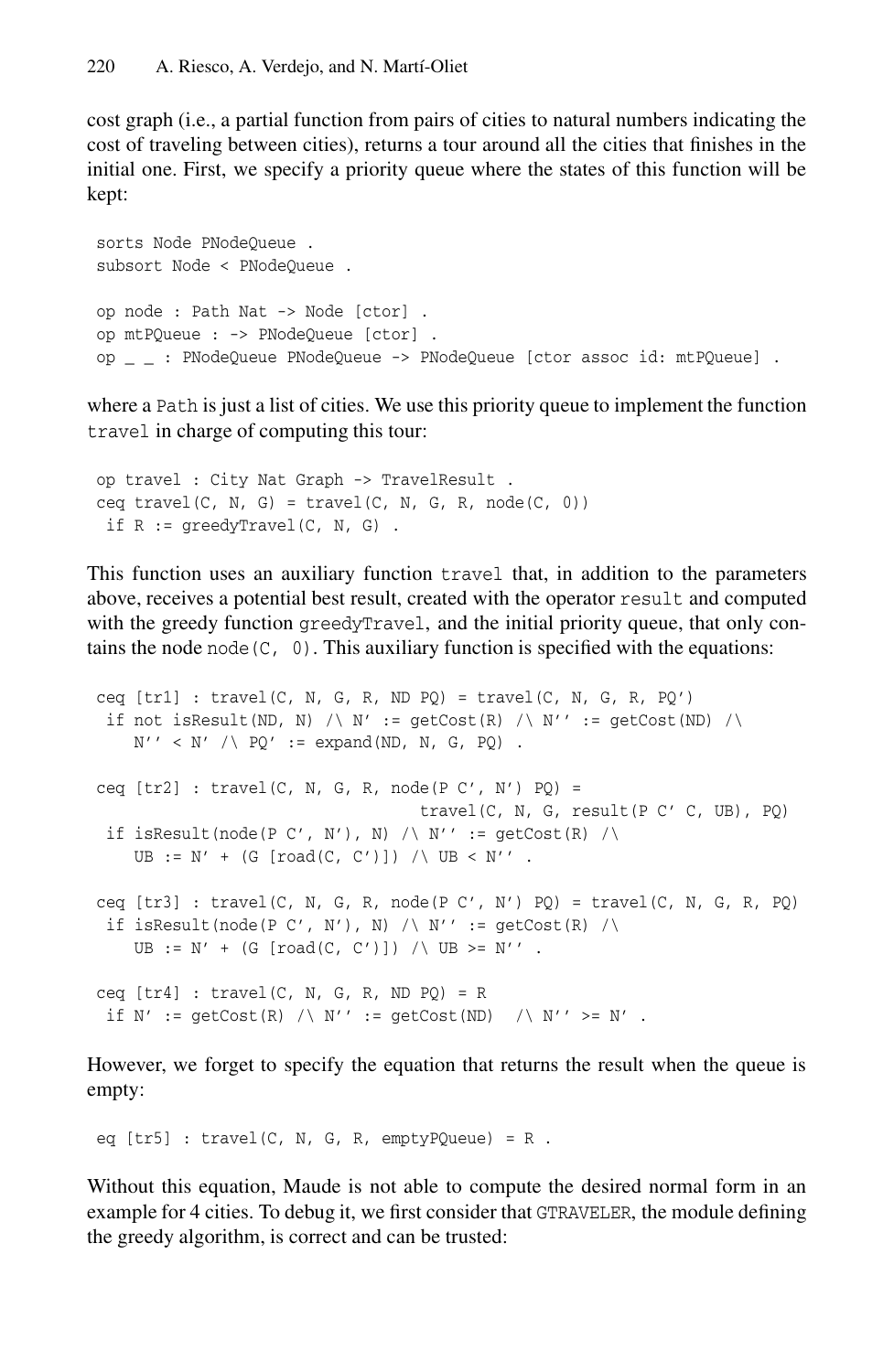cost graph (i.e., a partial function from pairs of cities to natural numbers indicating the cost of traveling between cities), returns a tour around all the cities that finishes in the initial one. First, we specify a priority queue where the states of this function will be kept:

```
sorts Node PNodeQueue .
subsort Node < PNodeQueue .

op node : Path Nat -> Node [ctor] .
op mtPQueue : -> PNodeQueue [ctor] .
op _ _ : PNodeQueue PNodeQueue -> PNodeQueue [ctor assoc id: mtPQueue] .
```

where a `Path` is just a list of cities. We use this priority queue to implement the function `travel` in charge of computing this tour:

```
op travel : City Nat Graph -> TravelResult .
ceq travel(C, N, G) = travel(C, N, G, R, node(C, 0))
 if R := greedyTravel(C, N, G) .
```

This function uses an auxiliary function `travel` that, in addition to the parameters above, receives a potential best result, created with the operator `result` and computed with the greedy function `greedyTravel`, and the initial priority queue, that only contains the node `node(C, 0)`. This auxiliary function is specified with the equations:

```
ceq [tr1] : travel(C, N, G, R, ND PQ) = travel(C, N, G, R, PQ')
 if not isResult(ND, N) /\ N' := getCost(R) /\ N'' := getCost(ND) /\
    N'' < N' /\ PQ' := expand(ND, N, G, PQ) .

ceq [tr2] : travel(C, N, G, R, node(P C', N') PQ) =
                                travel(C, N, G, result(P C' C, UB), PQ)
 if isResult(node(P C', N'), N) /\ N'' := getCost(R) /\
    UB := N' + (G [road(C, C')]) /\ UB < N'' .

ceq [tr3] : travel(C, N, G, R, node(P C', N') PQ) = travel(C, N, G, R, PQ)
 if isResult(node(P C', N'), N) /\ N'' := getCost(R) /\
    UB := N' + (G [road(C, C')]) /\ UB >= N'' .

ceq [tr4] : travel(C, N, G, R, ND PQ) = R
 if N' := getCost(R) /\ N'' := getCost(ND)  /\ N'' >= N' .
```

However, we forget to specify the equation that returns the result when the queue is empty:

```
eq [tr5] : travel(C, N, G, R, emptyPQueue) = R .
```

Without this equation, Maude is not able to compute the desired normal form in an example for 4 cities. To debug it, we first consider that `GTRAVELER`, the module defining the greedy algorithm, is correct and can be trusted: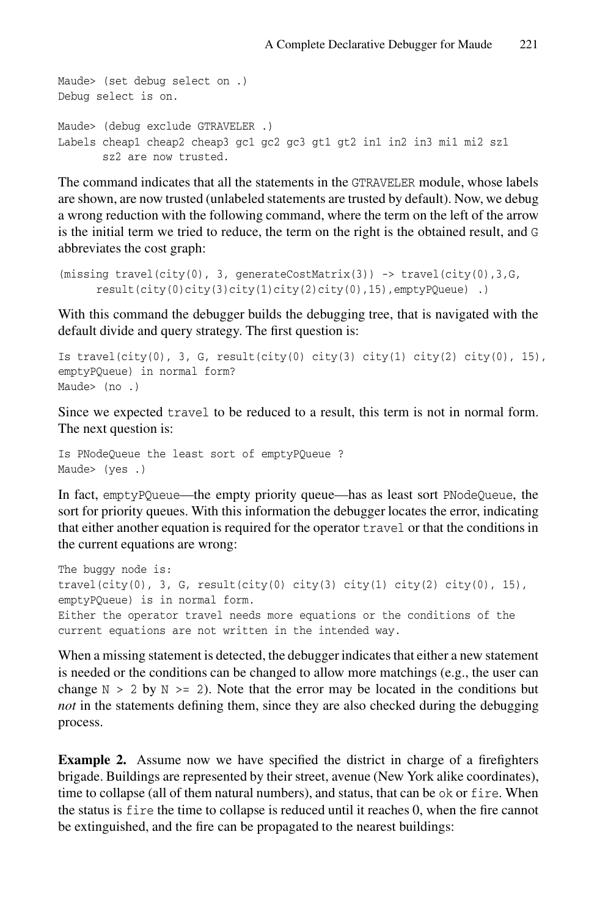```
Maude> (set debug select on .)
Debug select is on.

Maude> (debug exclude GTRAVELER .)
Labels cheap1 cheap2 cheap3 gc1 gc2 gc3 gt1 gt2 in1 in2 in3 mi1 mi2 sz1
       sz2 are now trusted.
```

The command indicates that all the statements in the `GTRAVELER` module, whose labels are shown, are now trusted (unlabeled statements are trusted by default). Now, we debug a wrong reduction with the following command, where the term on the left of the arrow is the initial term we tried to reduce, the term on the right is the obtained result, and `G` abbreviates the cost graph:

```
(missing travel(city(0), 3, generateCostMatrix(3)) -> travel(city(0),3,G,
      result(city(0)city(3)city(1)city(2)city(0),15),emptyPQueue) .)
```

With this command the debugger builds the debugging tree, that is navigated with the default divide and query strategy. The first question is:

```
Is travel(city(0), 3, G, result(city(0) city(3) city(1) city(2) city(0), 15),
emptyPQueue) in normal form?
Maude> (no .)
```

Since we expected `travel` to be reduced to a result, this term is not in normal form. The next question is:

```
Is PNodeQueue the least sort of emptyPQueue ?
Maude> (yes .)
```

In fact, `emptyPQueue`—the empty priority queue—has as least sort `PNodeQueue`, the sort for priority queues. With this information the debugger locates the error, indicating that either another equation is required for the operator `travel` or that the conditions in the current equations are wrong:

```
The buggy node is:
travel(city(0), 3, G, result(city(0) city(3) city(1) city(2) city(0), 15),
emptyPQueue) is in normal form.
Either the operator travel needs more equations or the conditions of the
current equations are not written in the intended way.
```

When a missing statement is detected, the debugger indicates that either a new statement is needed or the conditions can be changed to allow more matchings (e.g., the user can change `N > 2` by `N >= 2`). Note that the error may be located in the conditions but *not* in the statements defining them, since they are also checked during the debugging process.

**Example 2.** Assume now we have specified the district in charge of a firefighters brigade. Buildings are represented by their street, avenue (New York alike coordinates), time to collapse (all of them natural numbers), and status, that can be `ok` or `fire`. When the status is `fire` the time to collapse is reduced until it reaches 0, when the fire cannot be extinguished, and the fire can be propagated to the nearest buildings: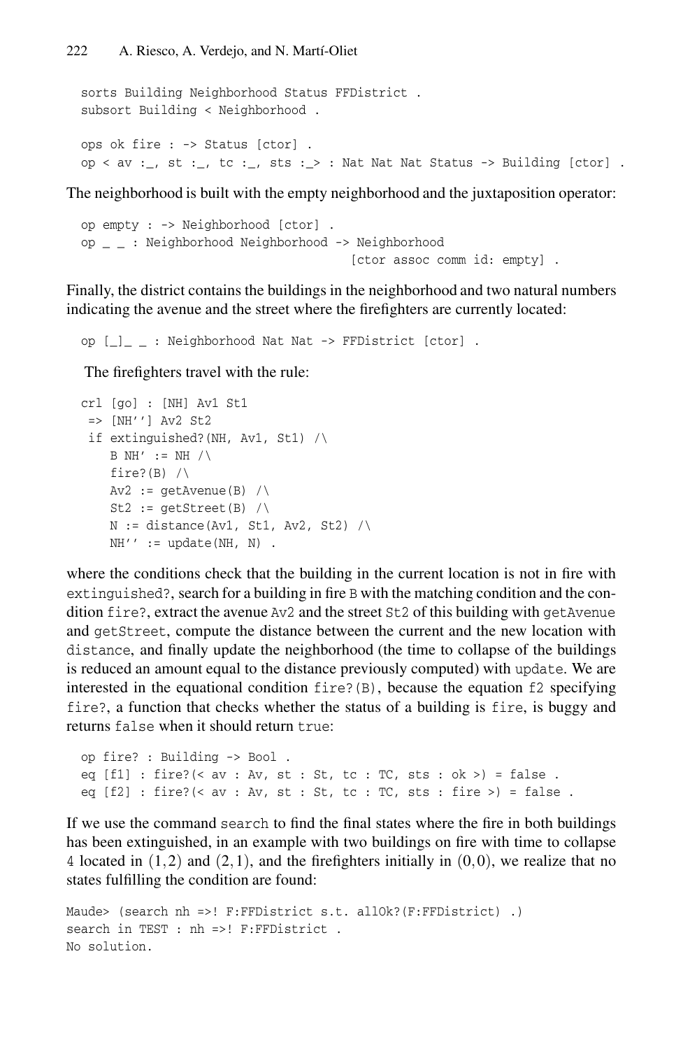```
sorts Building Neighborhood Status FFDistrict .
subsort Building < Neighborhood .

ops ok fire : -> Status [ctor] .
op < av :_, st :_, tc :_, sts :_> : Nat Nat Nat Status -> Building [ctor] .
```

The neighborhood is built with the empty neighborhood and the juxtaposition operator:

```
op empty : -> Neighborhood [ctor] .
op _ _ : Neighborhood Neighborhood -> Neighborhood
                                      [ctor assoc comm id: empty] .
```

Finally, the district contains the buildings in the neighborhood and two natural numbers indicating the avenue and the street where the firefighters are currently located:

```
op [_]_ _ : Neighborhood Nat Nat -> FFDistrict [ctor] .
```

The firefighters travel with the rule:

```
crl [go] : [NH] Av1 St1
 => [NH''] Av2 St2
 if extinguished?(NH, Av1, St1) /\
    B NH' := NH /\
    fire?(B) /\
    Av2 := getAvenue(B) /\
    St2 := getStreet(B) /\
    N := distance(Av1, St1, Av2, St2) /\
    NH'' := update(NH, N) .
```

where the conditions check that the building in the current location is not in fire with `extinguished?`, search for a building in fire `B` with the matching condition and the condition `fire?`, extract the avenue `Av2` and the street `St2` of this building with `getAvenue` and `getStreet`, compute the distance between the current and the new location with `distance`, and finally update the neighborhood (the time to collapse of the buildings is reduced an amount equal to the distance previously computed) with `update`. We are interested in the equational condition `fire?(B)`, because the equation `f2` specifying `fire?`, a function that checks whether the status of a building is `fire`, is buggy and returns `false` when it should return `true`:

```
op fire? : Building -> Bool .
eq [f1] : fire?(< av : Av, st : St, tc : TC, sts : ok >) = false .
eq [f2] : fire?(< av : Av, st : St, tc : TC, sts : fire >) = false .
```

If we use the command `search` to find the final states where the fire in both buildings has been extinguished, in an example with two buildings on fire with time to collapse 4 located in $(1,2)$ and $(2,1)$, and the firefighters initially in $(0,0)$, we realize that no states fulfilling the condition are found:

```
Maude> (search nh =>! F:FFDistrict s.t. allOk?(F:FFDistrict) .)
search in TEST : nh =>! F:FFDistrict .
No solution.
```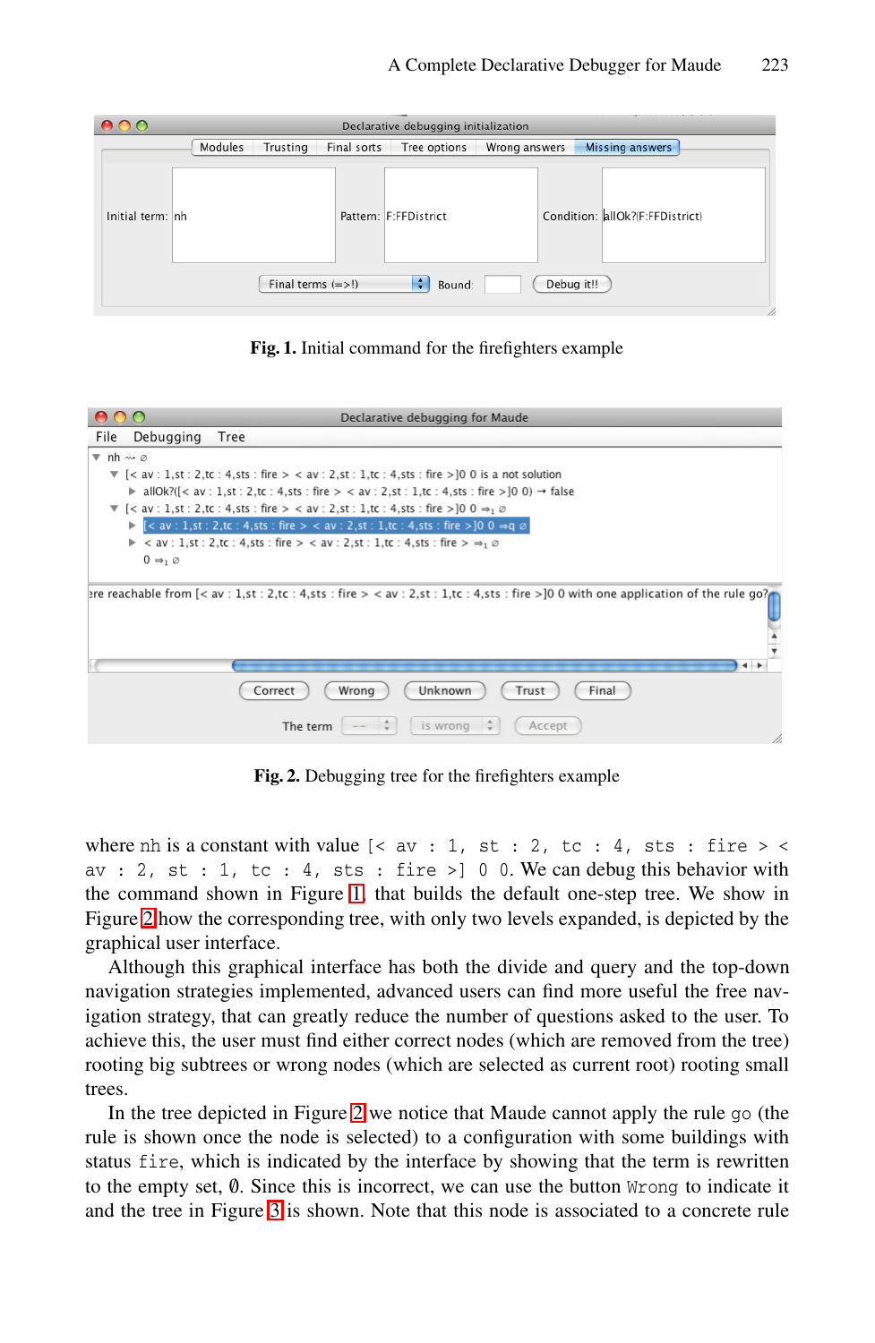**Fig. 1.** Initial command for the firefighters example

**Fig. 2.** Debugging tree for the firefighters example

where nh is a constant with value [< av : 1, st : 2, tc : 4, sts : fire > < av : 2, st : 1, tc : 4, sts : fire >] 0 0. We can debug this behavior with the command shown in Figure 1, that builds the default one-step tree. We show in Figure 2 how the corresponding tree, with only two levels expanded, is depicted by the graphical user interface.

Although this graphical interface has both the divide and query and the top-down navigation strategies implemented, advanced users can find more useful the free navigation strategy, that can greatly reduce the number of questions asked to the user. To achieve this, the user must find either correct nodes (which are removed from the tree) rooting big subtrees or wrong nodes (which are selected as current root) rooting small trees.

In the tree depicted in Figure 2 we notice that Maude cannot apply the rule go (the rule is shown once the node is selected) to a configuration with some buildings with status fire, which is indicated by the interface by showing that the term is rewritten to the empty set, $\emptyset$. Since this is incorrect, we can use the button Wrong to indicate it and the tree in Figure 3 is shown. Note that this node is associated to a concrete rule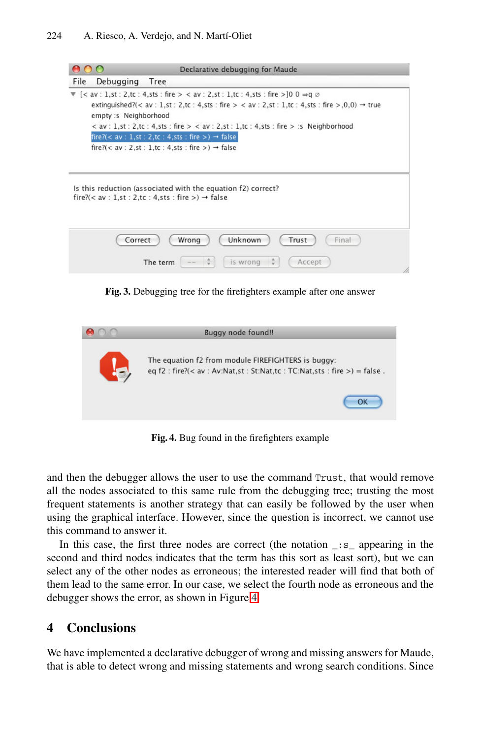Fig. 3. Debugging tree for the firefighters example after one answer

Fig. 4. Bug found in the firefighters example

and then the debugger allows the user to use the command `Trust`, that would remove all the nodes associated to this same rule from the debugging tree; trusting the most frequent statements is another strategy that can easily be followed by the user when using the graphical interface. However, since the question is incorrect, we cannot use this command to answer it.

In this case, the first three nodes are correct (the notation `_:s_` appearing in the second and third nodes indicates that the term has this sort as least sort), but we can select any of the other nodes as erroneous; the interested reader will find that both of them lead to the same error. In our case, we select the fourth node as erroneous and the debugger shows the error, as shown in Figure 4.

## 4 Conclusions

We have implemented a declarative debugger of wrong and missing answers for Maude, that is able to detect wrong and missing statements and wrong search conditions. Since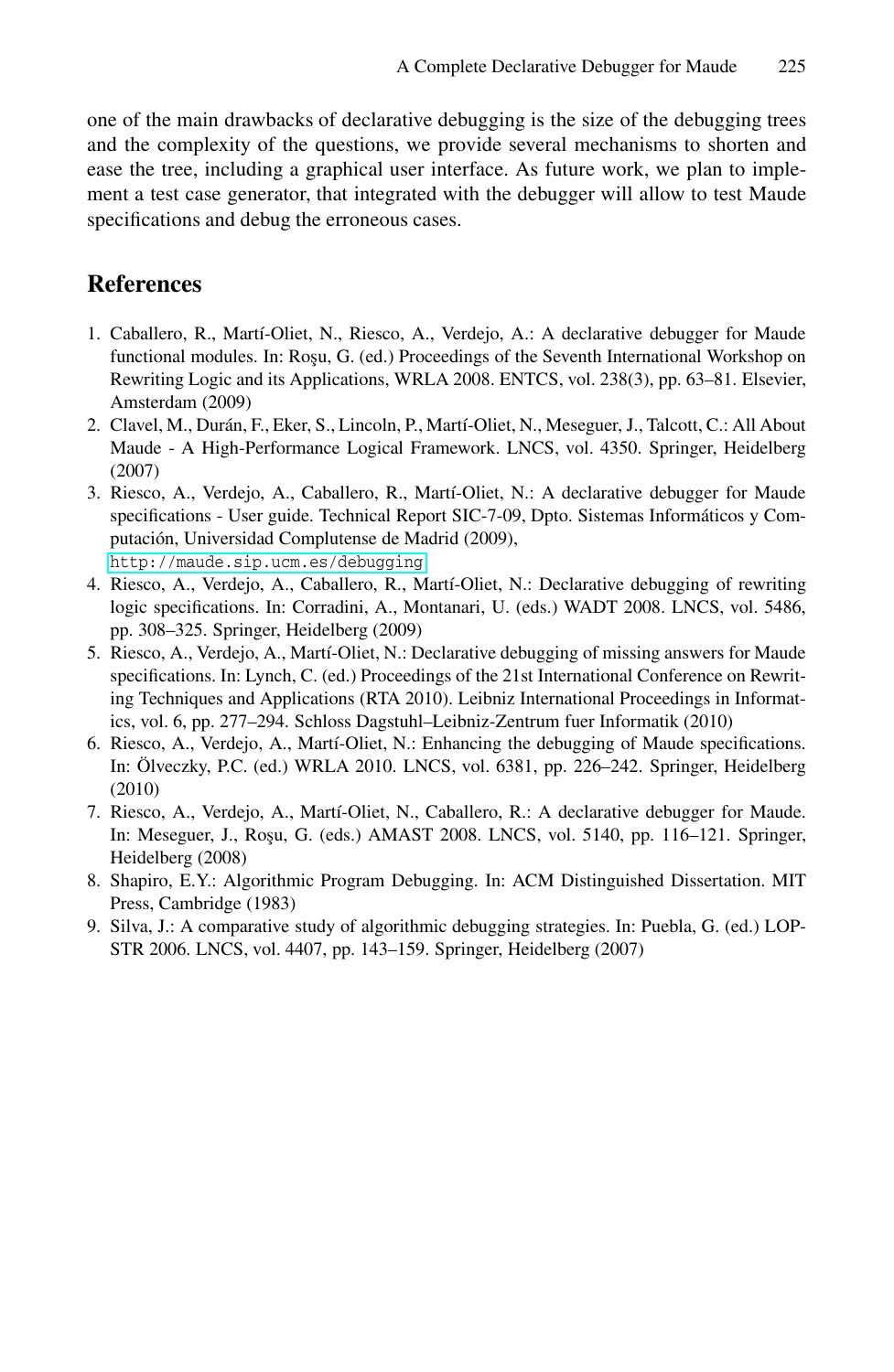one of the main drawbacks of declarative debugging is the size of the debugging trees and the complexity of the questions, we provide several mechanisms to shorten and ease the tree, including a graphical user interface. As future work, we plan to implement a test case generator, that integrated with the debugger will allow to test Maude specifications and debug the erroneous cases.

## References

1. Caballero, R., Martí-Oliet, N., Riesco, A., Verdejo, A.: A declarative debugger for Maude functional modules. In: Roşu, G. (ed.) Proceedings of the Seventh International Workshop on Rewriting Logic and its Applications, WRLA 2008. ENTCS, vol. 238(3), pp. 63–81. Elsevier, Amsterdam (2009)
2. Clavel, M., Durán, F., Eker, S., Lincoln, P., Martí-Oliet, N., Meseguer, J., Talcott, C.: All About Maude - A High-Performance Logical Framework. LNCS, vol. 4350. Springer, Heidelberg (2007)
3. Riesco, A., Verdejo, A., Caballero, R., Martí-Oliet, N.: A declarative debugger for Maude specifications - User guide. Technical Report SIC-7-09, Dpto. Sistemas Informáticos y Computación, Universidad Complutense de Madrid (2009), http://maude.sip.ucm.es/debugging
4. Riesco, A., Verdejo, A., Caballero, R., Martí-Oliet, N.: Declarative debugging of rewriting logic specifications. In: Corradini, A., Montanari, U. (eds.) WADT 2008. LNCS, vol. 5486, pp. 308–325. Springer, Heidelberg (2009)
5. Riesco, A., Verdejo, A., Martí-Oliet, N.: Declarative debugging of missing answers for Maude specifications. In: Lynch, C. (ed.) Proceedings of the 21st International Conference on Rewriting Techniques and Applications (RTA 2010). Leibniz International Proceedings in Informatics, vol. 6, pp. 277–294. Schloss Dagstuhl–Leibniz-Zentrum fuer Informatik (2010)
6. Riesco, A., Verdejo, A., Martí-Oliet, N.: Enhancing the debugging of Maude specifications. In: Ölveczky, P.C. (ed.) WRLA 2010. LNCS, vol. 6381, pp. 226–242. Springer, Heidelberg (2010)
7. Riesco, A., Verdejo, A., Martí-Oliet, N., Caballero, R.: A declarative debugger for Maude. In: Meseguer, J., Roşu, G. (eds.) AMAST 2008. LNCS, vol. 5140, pp. 116–121. Springer, Heidelberg (2008)
8. Shapiro, E.Y.: Algorithmic Program Debugging. In: ACM Distinguished Dissertation. MIT Press, Cambridge (1983)
9. Silva, J.: A comparative study of algorithmic debugging strategies. In: Puebla, G. (ed.) LOPSTR 2006. LNCS, vol. 4407, pp. 143–159. Springer, Heidelberg (2007)